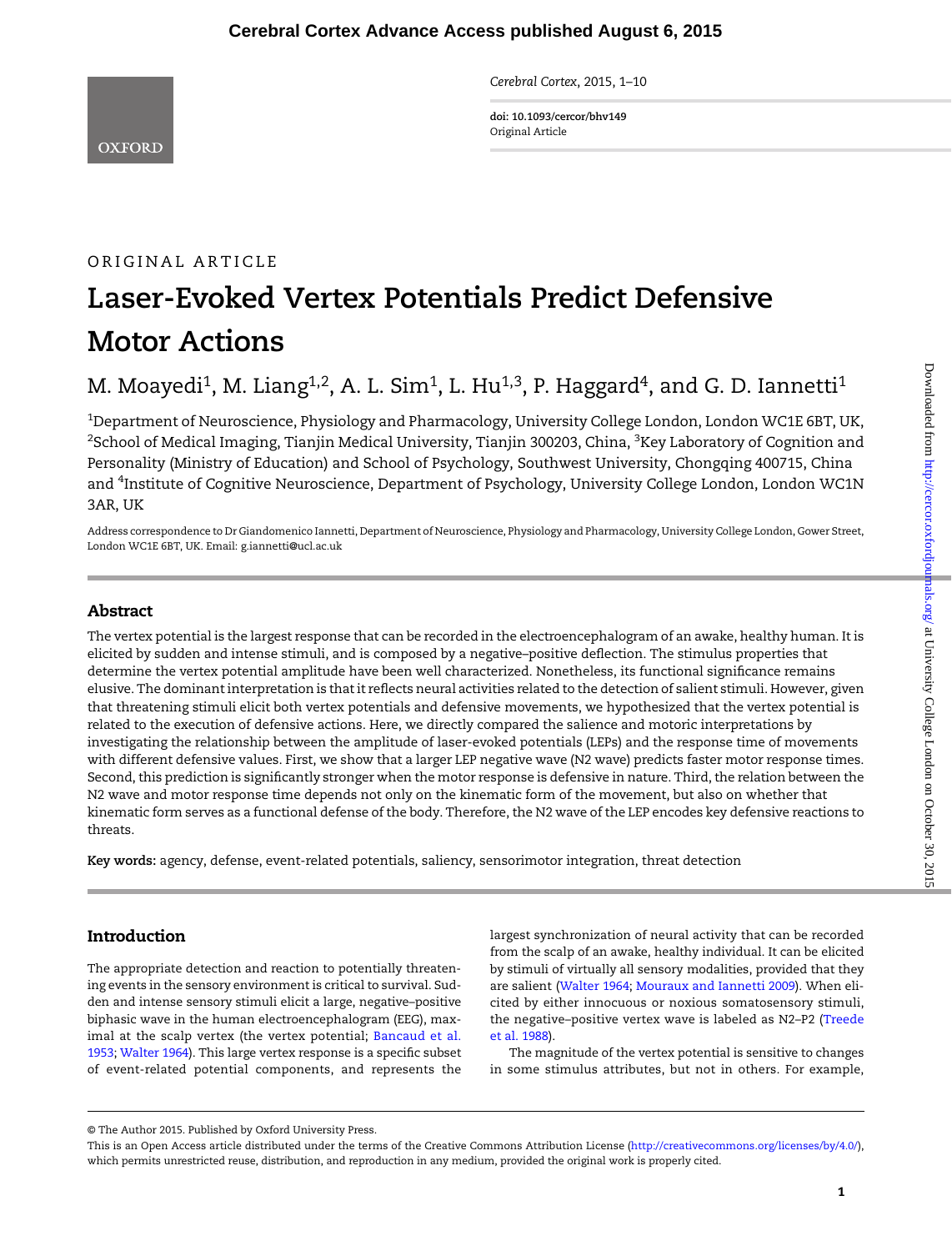ORIGINAL ARTICLE

# Laser-Evoked Vertex Potentials Predict Defensive Motor Actions

M. Moayedi[1], M. Liang[1,2], A. L. Sim[1], L. Hu[1,3], P. Haggard[4], and G. D. Iannetti[1]

[1]Department of Neuroscience, Physiology and Pharmacology, University College London, London WC1E 6BT, UK, [2]School of Medical Imaging, Tianjin Medical University, Tianjin 300203, China, [3]Key Laboratory of Cognition and Personality (Ministry of Education) and School of Psychology, Southwest University, Chongqing 400715, China and [4]Institute of Cognitive Neuroscience, Department of Psychology, University College London, London WC1N 3AR, UK

Address correspondence to Dr Giandomenico Iannetti, Department of Neuroscience, Physiology and Pharmacology, University College London, Gower Street, London WC1E 6BT, UK. Email: g.iannetti@ucl.ac.uk

## Abstract

The vertex potential is the largest response that can be recorded in the electroencephalogram of an awake, healthy human. It is elicited by sudden and intense stimuli, and is composed by a negative–positive deflection. The stimulus properties that determine the vertex potential amplitude have been well characterized. Nonetheless, its functional significance remains elusive. The dominant interpretation is that it reflects neural activities related to the detection of salient stimuli. However, given that threatening stimuli elicit both vertex potentials and defensive movements, we hypothesized that the vertex potential is related to the execution of defensive actions. Here, we directly compared the salience and motoric interpretations by investigating the relationship between the amplitude of laser-evoked potentials (LEPs) and the response time of movements with different defensive values. First, we show that a larger LEP negative wave (N2 wave) predicts faster motor response times. Second, this prediction is significantly stronger when the motor response is defensive in nature. Third, the relation between the N2 wave and motor response time depends not only on the kinematic form of the movement, but also on whether that kinematic form serves as a functional defense of the body. Therefore, the N2 wave of the LEP encodes key defensive reactions to threats.

**Key words:** agency, defense, event-related potentials, saliency, sensorimotor integration, threat detection

## Introduction

The appropriate detection and reaction to potentially threatening events in the sensory environment is critical to survival. Sudden and intense sensory stimuli elicit a large, negative–positive biphasic wave in the human electroencephalogram (EEG), maximal at the scalp vertex (the vertex potential; Bancaud et al. 1953; Walter 1964). This large vertex response is a specific subset of event-related potential components, and represents the largest synchronization of neural activity that can be recorded from the scalp of an awake, healthy individual. It can be elicited by stimuli of virtually all sensory modalities, provided that they are salient (Walter 1964; Mouraux and Iannetti 2009). When elicited by either innocuous or noxious somatosensory stimuli, the negative–positive vertex wave is labeled as N2–P2 (Treede et al. 1988).

The magnitude of the vertex potential is sensitive to changes in some stimulus attributes, but not in others. For example,

© The Author 2015. Published by Oxford University Press.
This is an Open Access article distributed under the terms of the Creative Commons Attribution License (http://creativecommons.org/licenses/by/4.0/), which permits unrestricted reuse, distribution, and reproduction in any medium, provided the original work is properly cited.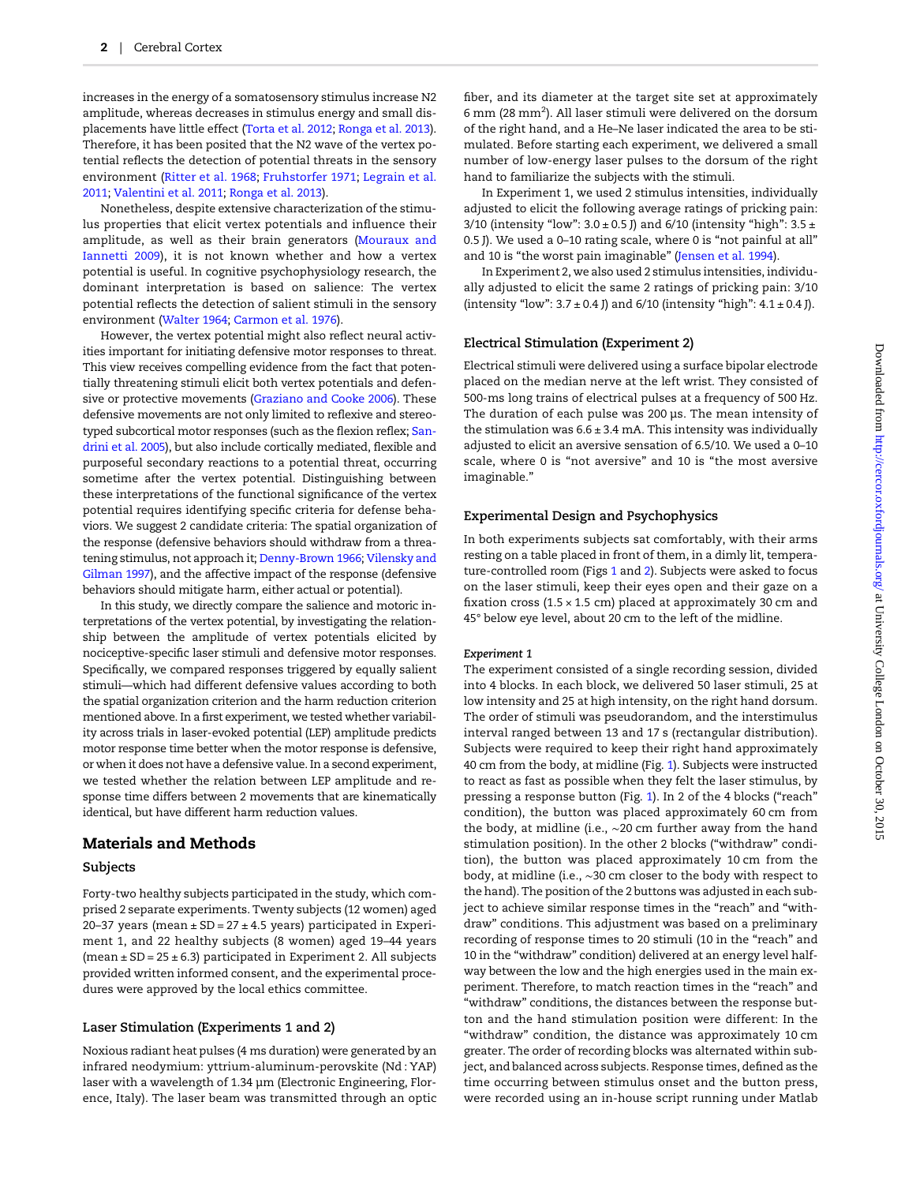increases in the energy of a somatosensory stimulus increase N2 amplitude, whereas decreases in stimulus energy and small displacements have little effect (Torta et al. 2012; Ronga et al. 2013). Therefore, it has been posited that the N2 wave of the vertex potential reflects the detection of potential threats in the sensory environment (Ritter et al. 1968; Fruhstorfer 1971; Legrain et al. 2011; Valentini et al. 2011; Ronga et al. 2013).

Nonetheless, despite extensive characterization of the stimulus properties that elicit vertex potentials and influence their amplitude, as well as their brain generators (Mouraux and Iannetti 2009), it is not known whether and how a vertex potential is useful. In cognitive psychophysiology research, the dominant interpretation is based on salience: The vertex potential reflects the detection of salient stimuli in the sensory environment (Walter 1964; Carmon et al. 1976).

However, the vertex potential might also reflect neural activities important for initiating defensive motor responses to threat. This view receives compelling evidence from the fact that potentially threatening stimuli elicit both vertex potentials and defensive or protective movements (Graziano and Cooke 2006). These defensive movements are not only limited to reflexive and stereotyped subcortical motor responses (such as the flexion reflex; Sandrini et al. 2005), but also include cortically mediated, flexible and purposeful secondary reactions to a potential threat, occurring sometime after the vertex potential. Distinguishing between these interpretations of the functional significance of the vertex potential requires identifying specific criteria for defense behaviors. We suggest 2 candidate criteria: The spatial organization of the response (defensive behaviors should withdraw from a threatening stimulus, not approach it; Denny-Brown 1966; Vilensky and Gilman 1997), and the affective impact of the response (defensive behaviors should mitigate harm, either actual or potential).

In this study, we directly compare the salience and motoric interpretations of the vertex potential, by investigating the relationship between the amplitude of vertex potentials elicited by nociceptive-specific laser stimuli and defensive motor responses. Specifically, we compared responses triggered by equally salient stimuli—which had different defensive values according to both the spatial organization criterion and the harm reduction criterion mentioned above. In a first experiment, we tested whether variability across trials in laser-evoked potential (LEP) amplitude predicts motor response time better when the motor response is defensive, or when it does not have a defensive value. In a second experiment, we tested whether the relation between LEP amplitude and response time differs between 2 movements that are kinematically identical, but have different harm reduction values.

## Materials and Methods

### Subjects

Forty-two healthy subjects participated in the study, which comprised 2 separate experiments. Twenty subjects (12 women) aged 20–37 years (mean ± SD = 27 ± 4.5 years) participated in Experiment 1, and 22 healthy subjects (8 women) aged 19–44 years (mean ± SD = 25 ± 6.3) participated in Experiment 2. All subjects provided written informed consent, and the experimental procedures were approved by the local ethics committee.

### Laser Stimulation (Experiments 1 and 2)

Noxious radiant heat pulses (4 ms duration) were generated by an infrared neodymium: yttrium-aluminum-perovskite (Nd : YAP) laser with a wavelength of 1.34 µm (Electronic Engineering, Florence, Italy). The laser beam was transmitted through an optic fiber, and its diameter at the target site set at approximately 6 mm (28 mm$^2$). All laser stimuli were delivered on the dorsum of the right hand, and a He–Ne laser indicated the area to be stimulated. Before starting each experiment, we delivered a small number of low-energy laser pulses to the dorsum of the right hand to familiarize the subjects with the stimuli.

In Experiment 1, we used 2 stimulus intensities, individually adjusted to elicit the following average ratings of pricking pain: 3/10 (intensity "low": 3.0 ± 0.5 J) and 6/10 (intensity "high": 3.5 ± 0.5 J). We used a 0–10 rating scale, where 0 is "not painful at all" and 10 is "the worst pain imaginable" (Jensen et al. 1994).

In Experiment 2, we also used 2 stimulus intensities, individually adjusted to elicit the same 2 ratings of pricking pain: 3/10 (intensity "low": 3.7 ± 0.4 J) and 6/10 (intensity "high": 4.1 ± 0.4 J).

### Electrical Stimulation (Experiment 2)

Electrical stimuli were delivered using a surface bipolar electrode placed on the median nerve at the left wrist. They consisted of 500-ms long trains of electrical pulses at a frequency of 500 Hz. The duration of each pulse was 200 µs. The mean intensity of the stimulation was 6.6 ± 3.4 mA. This intensity was individually adjusted to elicit an aversive sensation of 6.5/10. We used a 0–10 scale, where 0 is "not aversive" and 10 is "the most aversive imaginable."

### Experimental Design and Psychophysics

In both experiments subjects sat comfortably, with their arms resting on a table placed in front of them, in a dimly lit, temperature-controlled room (Figs 1 and 2). Subjects were asked to focus on the laser stimuli, keep their eyes open and their gaze on a fixation cross (1.5 × 1.5 cm) placed at approximately 30 cm and 45° below eye level, about 20 cm to the left of the midline.

#### *Experiment 1*

The experiment consisted of a single recording session, divided into 4 blocks. In each block, we delivered 50 laser stimuli, 25 at low intensity and 25 at high intensity, on the right hand dorsum. The order of stimuli was pseudorandom, and the interstimulus interval ranged between 13 and 17 s (rectangular distribution). Subjects were required to keep their right hand approximately 40 cm from the body, at midline (Fig. 1). Subjects were instructed to react as fast as possible when they felt the laser stimulus, by pressing a response button (Fig. 1). In 2 of the 4 blocks ("reach" condition), the button was placed approximately 60 cm from the body, at midline (i.e., ~20 cm further away from the hand stimulation position). In the other 2 blocks ("withdraw" condition), the button was placed approximately 10 cm from the body, at midline (i.e., ~30 cm closer to the body with respect to the hand). The position of the 2 buttons was adjusted in each subject to achieve similar response times in the "reach" and "withdraw" conditions. This adjustment was based on a preliminary recording of response times to 20 stimuli (10 in the "reach" and 10 in the "withdraw" condition) delivered at an energy level halfway between the low and the high energies used in the main experiment. Therefore, to match reaction times in the "reach" and "withdraw" conditions, the distances between the response button and the hand stimulation position were different: In the "withdraw" condition, the distance was approximately 10 cm greater. The order of recording blocks was alternated within subject, and balanced across subjects. Response times, defined as the time occurring between stimulus onset and the button press, were recorded using an in-house script running under Matlab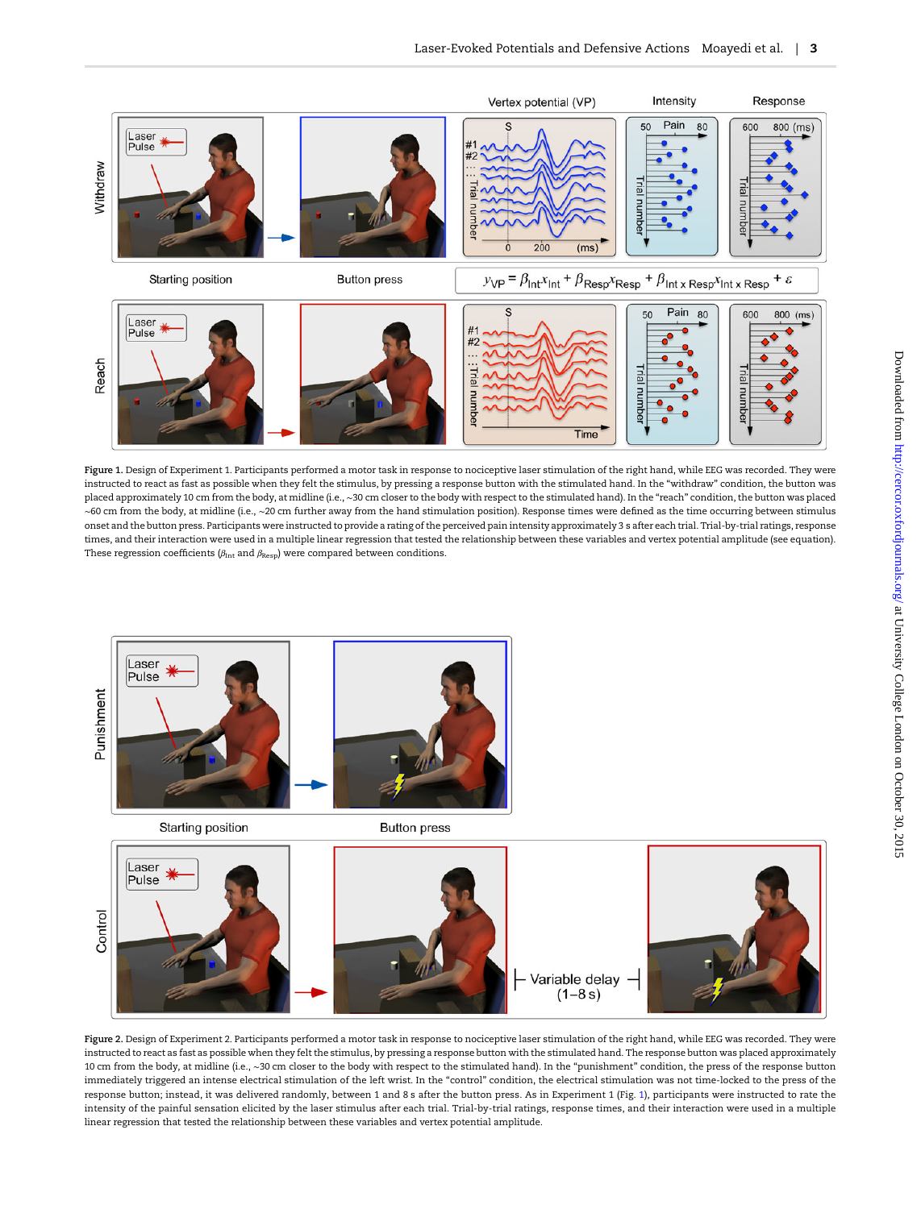**Figure 1.** Design of Experiment 1. Participants performed a motor task in response to nociceptive laser stimulation of the right hand, while EEG was recorded. They were instructed to react as fast as possible when they felt the stimulus, by pressing a response button with the stimulated hand. In the "withdraw" condition, the button was placed approximately 10 cm from the body, at midline (i.e., ~30 cm closer to the body with respect to the stimulated hand). In the "reach" condition, the button was placed ~60 cm from the body, at midline (i.e., ~20 cm further away from the hand stimulation position). Response times were defined as the time occurring between stimulus onset and the button press. Participants were instructed to provide a rating of the perceived pain intensity approximately 3 s after each trial. Trial-by-trial ratings, response times, and their interaction were used in a multiple linear regression that tested the relationship between these variables and vertex potential amplitude (see equation). These regression coefficients ($\beta_{\text{Int}}$ and $\beta_{\text{Resp}}$) were compared between conditions.

**Figure 2.** Design of Experiment 2. Participants performed a motor task in response to nociceptive laser stimulation of the right hand, while EEG was recorded. They were instructed to react as fast as possible when they felt the stimulus, by pressing a response button with the stimulated hand. The response button was placed approximately 10 cm from the body, at midline (i.e., ~30 cm closer to the body with respect to the stimulated hand). In the "punishment" condition, the press of the response button immediately triggered an intense electrical stimulation of the left wrist. In the "control" condition, the electrical stimulation was not time-locked to the press of the response button; instead, it was delivered randomly, between 1 and 8 s after the button press. As in Experiment 1 (Fig. 1), participants were instructed to rate the intensity of the painful sensation elicited by the laser stimulus after each trial. Trial-by-trial ratings, response times, and their interaction were used in a multiple linear regression that tested the relationship between these variables and vertex potential amplitude.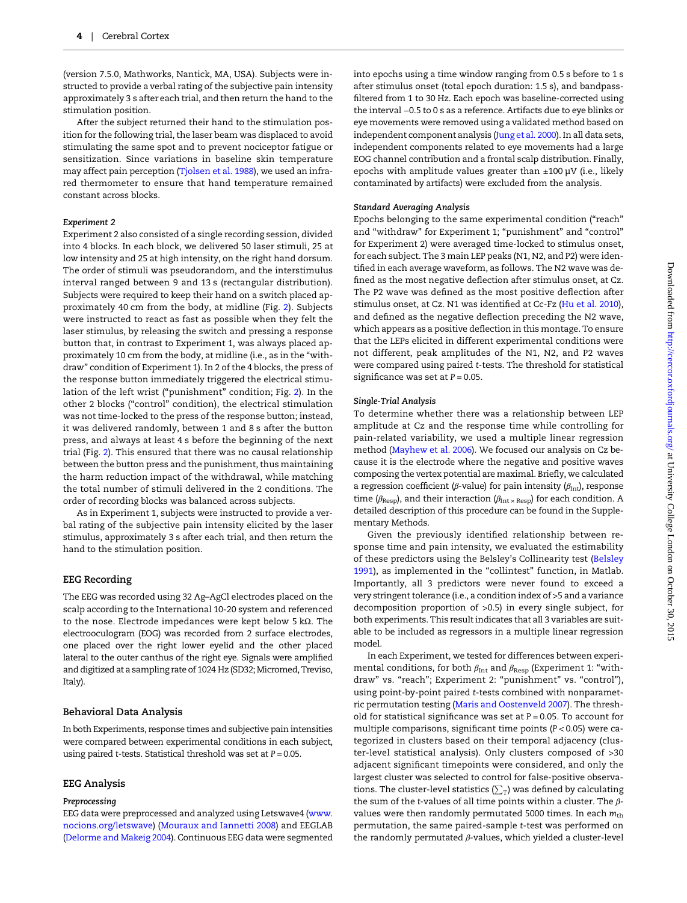(version 7.5.0, Mathworks, Nantick, MA, USA). Subjects were instructed to provide a verbal rating of the subjective pain intensity approximately 3 s after each trial, and then return the hand to the stimulation position.

After the subject returned their hand to the stimulation position for the following trial, the laser beam was displaced to avoid stimulating the same spot and to prevent nociceptor fatigue or sensitization. Since variations in baseline skin temperature may affect pain perception (Tjolsen et al. 1988), we used an infrared thermometer to ensure that hand temperature remained constant across blocks.

#### *Experiment 2*

Experiment 2 also consisted of a single recording session, divided into 4 blocks. In each block, we delivered 50 laser stimuli, 25 at low intensity and 25 at high intensity, on the right hand dorsum. The order of stimuli was pseudorandom, and the interstimulus interval ranged between 9 and 13 s (rectangular distribution). Subjects were required to keep their hand on a switch placed approximately 40 cm from the body, at midline (Fig. 2). Subjects were instructed to react as fast as possible when they felt the laser stimulus, by releasing the switch and pressing a response button that, in contrast to Experiment 1, was always placed approximately 10 cm from the body, at midline (i.e., as in the "withdraw" condition of Experiment 1). In 2 of the 4 blocks, the press of the response button immediately triggered the electrical stimulation of the left wrist ("punishment" condition; Fig. 2). In the other 2 blocks ("control" condition), the electrical stimulation was not time-locked to the press of the response button; instead, it was delivered randomly, between 1 and 8 s after the button press, and always at least 4 s before the beginning of the next trial (Fig. 2). This ensured that there was no causal relationship between the button press and the punishment, thus maintaining the harm reduction impact of the withdrawal, while matching the total number of stimuli delivered in the 2 conditions. The order of recording blocks was balanced across subjects.

As in Experiment 1, subjects were instructed to provide a verbal rating of the subjective pain intensity elicited by the laser stimulus, approximately 3 s after each trial, and then return the hand to the stimulation position.

### EEG Recording

The EEG was recorded using 32 Ag–AgCl electrodes placed on the scalp according to the International 10-20 system and referenced to the nose. Electrode impedances were kept below 5 kΩ. The electrooculogram (EOG) was recorded from 2 surface electrodes, one placed over the right lower eyelid and the other placed lateral to the outer canthus of the right eye. Signals were amplified and digitized at a sampling rate of 1024 Hz (SD32; Micromed, Treviso, Italy).

### Behavioral Data Analysis

In both Experiments, response times and subjective pain intensities were compared between experimental conditions in each subject, using paired *t*-tests. Statistical threshold was set at $P = 0.05$.

### EEG Analysis

#### *Preprocessing*

EEG data were preprocessed and analyzed using Letswave4 (www.nocions.org/letswave) (Mouraux and Iannetti 2008) and EEGLAB (Delorme and Makeig 2004). Continuous EEG data were segmented into epochs using a time window ranging from 0.5 s before to 1 s after stimulus onset (total epoch duration: 1.5 s), and bandpass-filtered from 1 to 30 Hz. Each epoch was baseline-corrected using the interval −0.5 to 0 s as a reference. Artifacts due to eye blinks or eye movements were removed using a validated method based on independent component analysis (Jung et al. 2000). In all data sets, independent components related to eye movements had a large EOG channel contribution and a frontal scalp distribution. Finally, epochs with amplitude values greater than ±100 µV (i.e., likely contaminated by artifacts) were excluded from the analysis.

#### *Standard Averaging Analysis*

Epochs belonging to the same experimental condition ("reach" and "withdraw" for Experiment 1; "punishment" and "control" for Experiment 2) were averaged time-locked to stimulus onset, for each subject. The 3 main LEP peaks (N1, N2, and P2) were identified in each average waveform, as follows. The N2 wave was defined as the most negative deflection after stimulus onset, at Cz. The P2 wave was defined as the most positive deflection after stimulus onset, at Cz. N1 was identified at Cc-Fz (Hu et al. 2010), and defined as the negative deflection preceding the N2 wave, which appears as a positive deflection in this montage. To ensure that the LEPs elicited in different experimental conditions were not different, peak amplitudes of the N1, N2, and P2 waves were compared using paired *t*-tests. The threshold for statistical significance was set at $P = 0.05$.

#### *Single-Trial Analysis*

To determine whether there was a relationship between LEP amplitude at Cz and the response time while controlling for pain-related variability, we used a multiple linear regression method (Mayhew et al. 2006). We focused our analysis on Cz because it is the electrode where the negative and positive waves composing the vertex potential are maximal. Briefly, we calculated a regression coefficient ($\beta$-value) for pain intensity ($\beta_{\mathrm{Int}}$), response time ($\beta_{\mathrm{Resp}}$), and their interaction ($\beta_{\mathrm{Int \times Resp}}$) for each condition. A detailed description of this procedure can be found in the Supplementary Methods.

Given the previously identified relationship between response time and pain intensity, we evaluated the estimability of these predictors using the Belsley's Collinearity test (Belsley 1991), as implemented in the "collintest" function, in Matlab. Importantly, all 3 predictors were never found to exceed a very stringent tolerance (i.e., a condition index of >5 and a variance decomposition proportion of >0.5) in every single subject, for both experiments. This result indicates that all 3 variables are suitable to be included as regressors in a multiple linear regression model.

In each Experiment, we tested for differences between experimental conditions, for both $\beta_{\mathrm{Int}}$ and $\beta_{\mathrm{Resp}}$ (Experiment 1: "withdraw" vs. "reach"; Experiment 2: "punishment" vs. "control"), using point-by-point paired *t*-tests combined with nonparametric permutation testing (Maris and Oostenveld 2007). The threshold for statistical significance was set at $P = 0.05$. To account for multiple comparisons, significant time points ($P < 0.05$) were categorized in clusters based on their temporal adjacency (cluster-level statistical analysis). Only clusters composed of >30 adjacent significant timepoints were considered, and only the largest cluster was selected to control for false-positive observations. The cluster-level statistics ($\sum_T$) was defined by calculating the sum of the *t*-values of all time points within a cluster. The $\beta$-values were then randomly permutated 5000 times. In each $m_{\mathrm{th}}$ permutation, the same paired-sample *t*-test was performed on the randomly permutated $\beta$-values, which yielded a cluster-level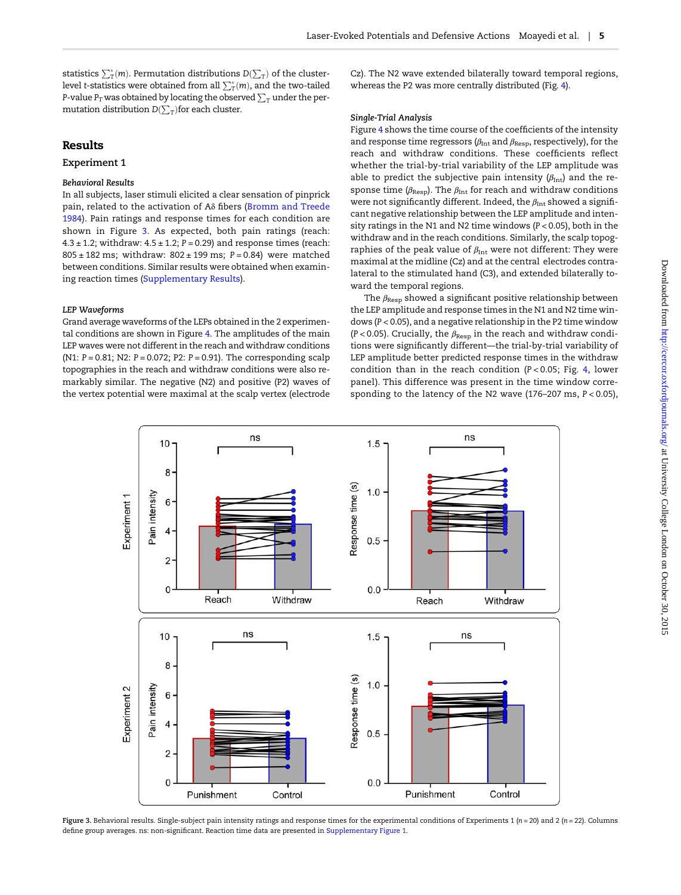statistics $\sum_T^*(m)$. Permutation distributions $D(\sum_T)$ of the cluster-level t-statistics were obtained from all $\sum_T^*(m)$, and the two-tailed P-value $P_T$ was obtained by locating the observed $\sum_T$ under the permutation distribution $D(\sum_T)$for each cluster.

## Results

### Experiment 1

#### *Behavioral Results*

In all subjects, laser stimuli elicited a clear sensation of pinprick pain, related to the activation of Aδ fibers (Bromm and Treede 1984). Pain ratings and response times for each condition are shown in Figure 3. As expected, both pain ratings (reach: 4.3 ± 1.2; withdraw: 4.5 ± 1.2; $P = 0.29$) and response times (reach: 805 ± 182 ms; withdraw: 802 ± 199 ms; $P = 0.84$) were matched between conditions. Similar results were obtained when examining reaction times (Supplementary Results).

#### *LEP Waveforms*

Grand average waveforms of the LEPs obtained in the 2 experimental conditions are shown in Figure 4. The amplitudes of the main LEP waves were not different in the reach and withdraw conditions (N1: $P = 0.81$; N2: $P = 0.072$; P2: $P = 0.91$). The corresponding scalp topographies in the reach and withdraw conditions were also remarkably similar. The negative (N2) and positive (P2) waves of the vertex potential were maximal at the scalp vertex (electrode Cz). The N2 wave extended bilaterally toward temporal regions, whereas the P2 was more centrally distributed (Fig. 4).

#### *Single-Trial Analysis*

Figure 4 shows the time course of the coefficients of the intensity and response time regressors ($\beta_{Int}$ and $\beta_{Resp}$, respectively), for the reach and withdraw conditions. These coefficients reflect whether the trial-by-trial variability of the LEP amplitude was able to predict the subjective pain intensity ($\beta_{Int}$) and the response time ($\beta_{Resp}$). The $\beta_{Int}$ for reach and withdraw conditions were not significantly different. Indeed, the $\beta_{Int}$ showed a significant negative relationship between the LEP amplitude and intensity ratings in the N1 and N2 time windows ($P < 0.05$), both in the withdraw and in the reach conditions. Similarly, the scalp topographies of the peak value of $\beta_{Int}$ were not different: They were maximal at the midline (Cz) and at the central electrodes contralateral to the stimulated hand (C3), and extended bilaterally toward the temporal regions.

The $\beta_{Resp}$ showed a significant positive relationship between the LEP amplitude and response times in the N1 and N2 time windows ($P < 0.05$), and a negative relationship in the P2 time window ($P < 0.05$). Crucially, the $\beta_{Resp}$ in the reach and withdraw conditions were significantly different—the trial-by-trial variability of LEP amplitude better predicted response times in the withdraw condition than in the reach condition ($P < 0.05$; Fig. 4, lower panel). This difference was present in the time window corresponding to the latency of the N2 wave (176–207 ms, $P < 0.05$),

**Figure 3.** Behavioral results. Single-subject pain intensity ratings and response times for the experimental conditions of Experiments 1 ($n = 20$) and 2 ($n = 22$). Columns define group averages. ns: non-significant. Reaction time data are presented in Supplementary Figure 1.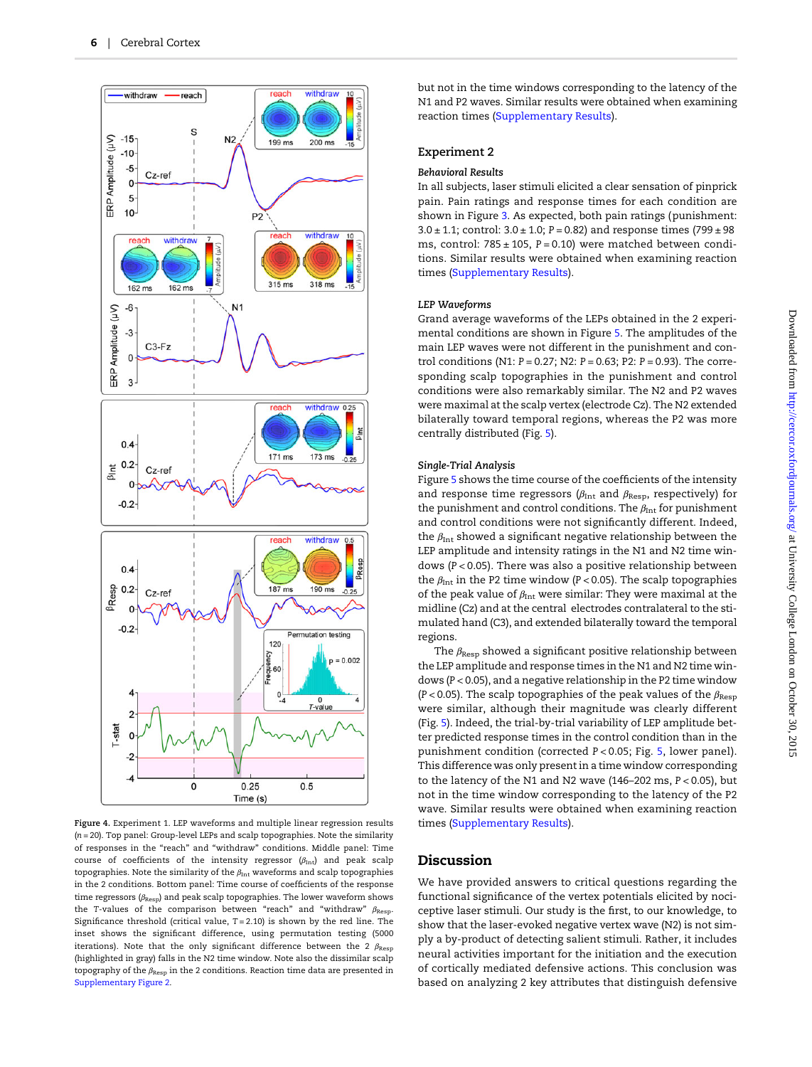Figure 4. Experiment 1. LEP waveforms and multiple linear regression results ($n = 20$). Top panel: Group-level LEPs and scalp topographies. Note the similarity of responses in the "reach" and "withdraw" conditions. Middle panel: Time course of coefficients of the intensity regressor ($\beta_{Int}$) and peak scalp topographies. Note the similarity of the $\beta_{Int}$ waveforms and scalp topographies in the 2 conditions. Bottom panel: Time course of coefficients of the response time regressors ($\beta_{Resp}$) and peak scalp topographies. The lower waveform shows the T-values of the comparison between "reach" and "withdraw" $\beta_{Resp}$. Significance threshold (critical value, $T = 2.10$) is shown by the red line. The inset shows the significant difference, using permutation testing (5000 iterations). Note that the only significant difference between the 2 $\beta_{Resp}$ (highlighted in gray) falls in the N2 time window. Note also the dissimilar scalp topography of the $\beta_{Resp}$ in the 2 conditions. Reaction time data are presented in Supplementary Figure 2.

but not in the time windows corresponding to the latency of the N1 and P2 waves. Similar results were obtained when examining reaction times (Supplementary Results).

## Experiment 2

### *Behavioral Results*

In all subjects, laser stimuli elicited a clear sensation of pinprick pain. Pain ratings and response times for each condition are shown in Figure 3. As expected, both pain ratings (punishment: $3.0 \pm 1.1$; control: $3.0 \pm 1.0$; $P = 0.82$) and response times ($799 \pm 98$ ms, control: $785 \pm 105$, $P = 0.10$) were matched between conditions. Similar results were obtained when examining reaction times (Supplementary Results).

### *LEP Waveforms*

Grand average waveforms of the LEPs obtained in the 2 experimental conditions are shown in Figure 5. The amplitudes of the main LEP waves were not different in the punishment and control conditions (N1: $P = 0.27$; N2: $P = 0.63$; P2: $P = 0.93$). The corresponding scalp topographies in the punishment and control conditions were also remarkably similar. The N2 and P2 waves were maximal at the scalp vertex (electrode Cz). The N2 extended bilaterally toward temporal regions, whereas the P2 was more centrally distributed (Fig. 5).

### *Single-Trial Analysis*

Figure 5 shows the time course of the coefficients of the intensity and response time regressors ($\beta_{Int}$ and $\beta_{Resp}$, respectively) for the punishment and control conditions. The $\beta_{Int}$ for punishment and control conditions were not significantly different. Indeed, the $\beta_{Int}$ showed a significant negative relationship between the LEP amplitude and intensity ratings in the N1 and N2 time windows ($P < 0.05$). There was also a positive relationship between the $\beta_{Int}$ in the P2 time window ($P < 0.05$). The scalp topographies of the peak value of $\beta_{Int}$ were similar: They were maximal at the midline (Cz) and at the central electrodes contralateral to the stimulated hand (C3), and extended bilaterally toward the temporal regions.

The $\beta_{Resp}$ showed a significant positive relationship between the LEP amplitude and response times in the N1 and N2 time windows ($P < 0.05$), and a negative relationship in the P2 time window ($P < 0.05$). The scalp topographies of the peak values of the $\beta_{Resp}$ were similar, although their magnitude was clearly different (Fig. 5). Indeed, the trial-by-trial variability of LEP amplitude better predicted response times in the control condition than in the punishment condition (corrected $P < 0.05$; Fig. 5, lower panel). This difference was only present in a time window corresponding to the latency of the N1 and N2 wave (146–202 ms, $P < 0.05$), but not in the time window corresponding to the latency of the P2 wave. Similar results were obtained when examining reaction times (Supplementary Results).

## Discussion

We have provided answers to critical questions regarding the functional significance of the vertex potentials elicited by nociceptive laser stimuli. Our study is the first, to our knowledge, to show that the laser-evoked negative vertex wave (N2) is not simply a by-product of detecting salient stimuli. Rather, it includes neural activities important for the initiation and the execution of cortically mediated defensive actions. This conclusion was based on analyzing 2 key attributes that distinguish defensive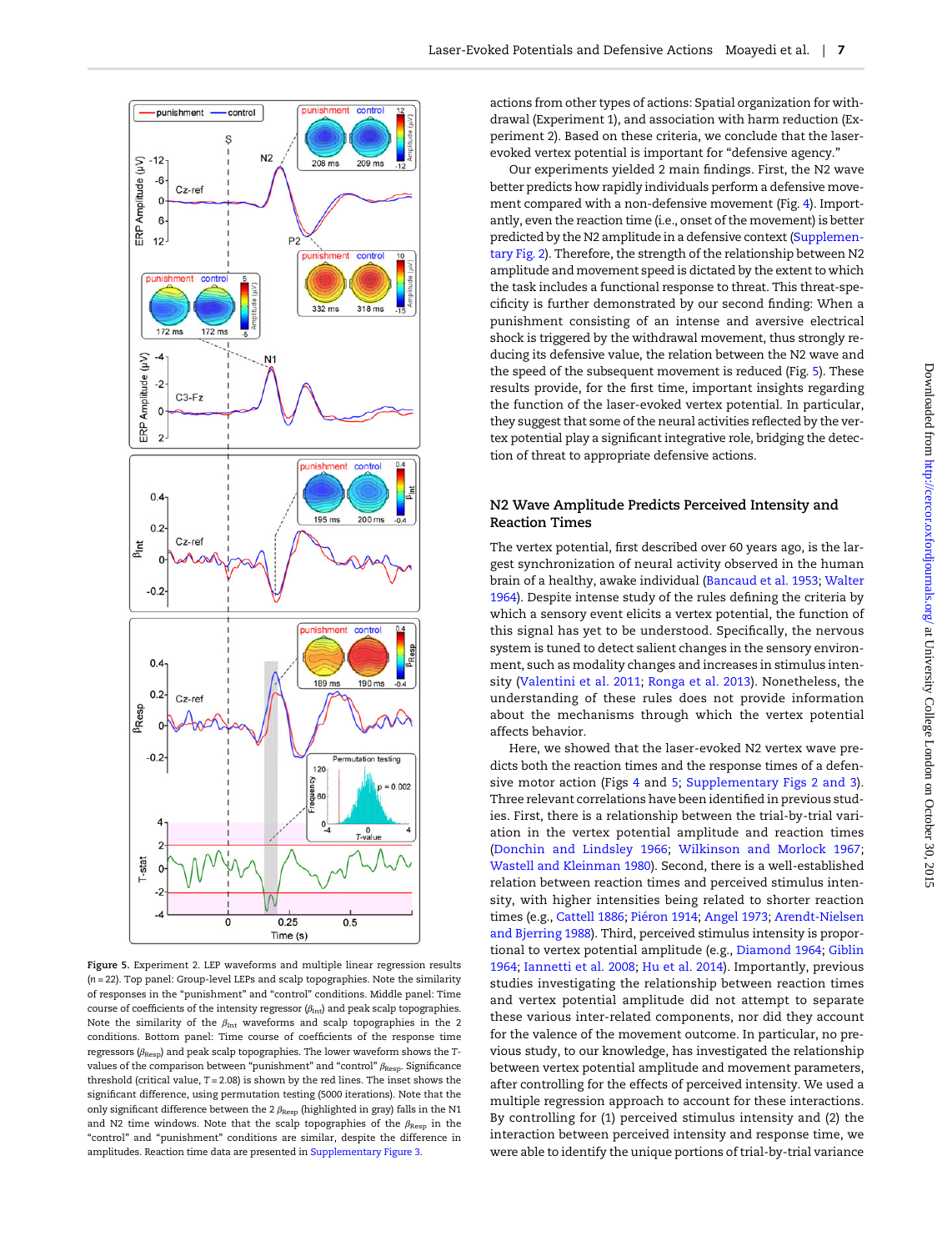actions from other types of actions: Spatial organization for withdrawal (Experiment 1), and association with harm reduction (Experiment 2). Based on these criteria, we conclude that the laser-evoked vertex potential is important for "defensive agency."

Our experiments yielded 2 main findings. First, the N2 wave better predicts how rapidly individuals perform a defensive movement compared with a non-defensive movement (Fig. 4). Importantly, even the reaction time (i.e., onset of the movement) is better predicted by the N2 amplitude in a defensive context (Supplementary Fig. 2). Therefore, the strength of the relationship between N2 amplitude and movement speed is dictated by the extent to which the task includes a functional response to threat. This threat-specificity is further demonstrated by our second finding: When a punishment consisting of an intense and aversive electrical shock is triggered by the withdrawal movement, thus strongly reducing its defensive value, the relation between the N2 wave and the speed of the subsequent movement is reduced (Fig. 5). These results provide, for the first time, important insights regarding the function of the laser-evoked vertex potential. In particular, they suggest that some of the neural activities reflected by the vertex potential play a significant integrative role, bridging the detection of threat to appropriate defensive actions.

## N2 Wave Amplitude Predicts Perceived Intensity and Reaction Times

The vertex potential, first described over 60 years ago, is the largest synchronization of neural activity observed in the human brain of a healthy, awake individual (Bancaud et al. 1953; Walter 1964). Despite intense study of the rules defining the criteria by which a sensory event elicits a vertex potential, the function of this signal has yet to be understood. Specifically, the nervous system is tuned to detect salient changes in the sensory environment, such as modality changes and increases in stimulus intensity (Valentini et al. 2011; Ronga et al. 2013). Nonetheless, the understanding of these rules does not provide information about the mechanisms through which the vertex potential affects behavior.

Here, we showed that the laser-evoked N2 vertex wave predicts both the reaction times and the response times of a defensive motor action (Figs 4 and 5; Supplementary Figs 2 and 3). Three relevant correlations have been identified in previous studies. First, there is a relationship between the trial-by-trial variation in the vertex potential amplitude and reaction times (Donchin and Lindsley 1966; Wilkinson and Morlock 1967; Wastell and Kleinman 1980). Second, there is a well-established relation between reaction times and perceived stimulus intensity, with higher intensities being related to shorter reaction times (e.g., Cattell 1886; Piéron 1914; Angel 1973; Arendt-Nielsen and Bjerring 1988). Third, perceived stimulus intensity is proportional to vertex potential amplitude (e.g., Diamond 1964; Giblin 1964; Iannetti et al. 2008; Hu et al. 2014). Importantly, previous studies investigating the relationship between reaction times and vertex potential amplitude did not attempt to separate these various inter-related components, nor did they account for the valence of the movement outcome. In particular, no previous study, to our knowledge, has investigated the relationship between vertex potential amplitude and movement parameters, after controlling for the effects of perceived intensity. We used a multiple regression approach to account for these interactions. By controlling for (1) perceived stimulus intensity and (2) the interaction between perceived intensity and response time, we were able to identify the unique portions of trial-by-trial variance

Figure 5. Experiment 2. LEP waveforms and multiple linear regression results ($n = 22$). Top panel: Group-level LEPs and scalp topographies. Note the similarity of responses in the "punishment" and "control" conditions. Middle panel: Time course of coefficients of the intensity regressor ($\beta_{Int}$) and peak scalp topographies. Note the similarity of the $\beta_{Int}$ waveforms and scalp topographies in the 2 conditions. Bottom panel: Time course of coefficients of the response time regressors ($\beta_{Resp}$) and peak scalp topographies. The lower waveform shows the T-values of the comparison between "punishment" and "control" $\beta_{Resp}$. Significance threshold (critical value, $T = 2.08$) is shown by the red lines. The inset shows the significant difference, using permutation testing (5000 iterations). Note that the only significant difference between the 2 $\beta_{Resp}$ (highlighted in gray) falls in the N1 and N2 time windows. Note that the scalp topographies of the $\beta_{Resp}$ in the "control" and "punishment" conditions are similar, despite the difference in amplitudes. Reaction time data are presented in Supplementary Figure 3.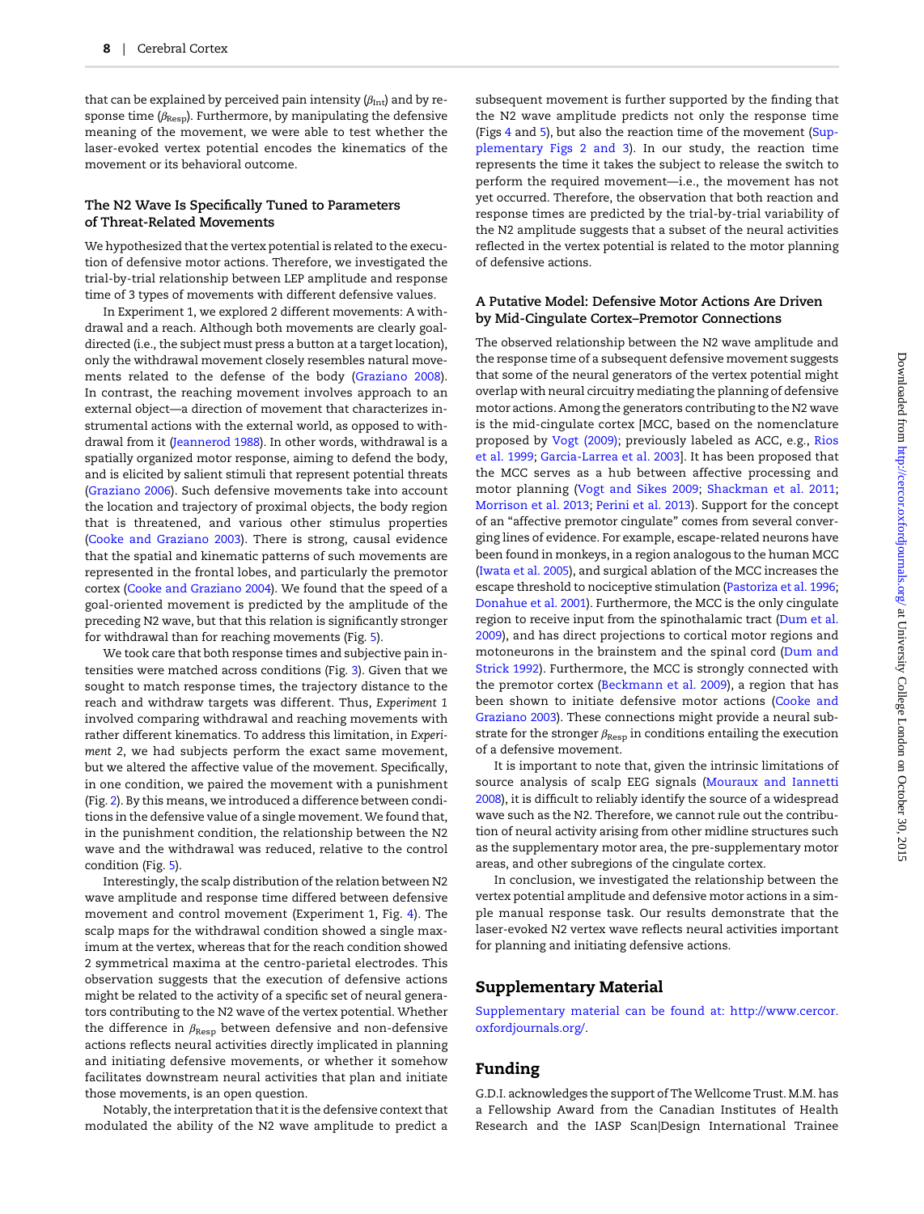that can be explained by perceived pain intensity ($\beta_{Int}$) and by response time ($\beta_{Resp}$). Furthermore, by manipulating the defensive meaning of the movement, we were able to test whether the laser-evoked vertex potential encodes the kinematics of the movement or its behavioral outcome.

### The N2 Wave Is Specifically Tuned to Parameters of Threat-Related Movements

We hypothesized that the vertex potential is related to the execution of defensive motor actions. Therefore, we investigated the trial-by-trial relationship between LEP amplitude and response time of 3 types of movements with different defensive values.

In Experiment 1, we explored 2 different movements: A withdrawal and a reach. Although both movements are clearly goal-directed (i.e., the subject must press a button at a target location), only the withdrawal movement closely resembles natural movements related to the defense of the body (Graziano 2008). In contrast, the reaching movement involves approach to an external object—a direction of movement that characterizes instrumental actions with the external world, as opposed to withdrawal from it (Jeannerod 1988). In other words, withdrawal is a spatially organized motor response, aiming to defend the body, and is elicited by salient stimuli that represent potential threats (Graziano 2006). Such defensive movements take into account the location and trajectory of proximal objects, the body region that is threatened, and various other stimulus properties (Cooke and Graziano 2003). There is strong, causal evidence that the spatial and kinematic patterns of such movements are represented in the frontal lobes, and particularly the premotor cortex (Cooke and Graziano 2004). We found that the speed of a goal-oriented movement is predicted by the amplitude of the preceding N2 wave, but that this relation is significantly stronger for withdrawal than for reaching movements (Fig. 5).

We took care that both response times and subjective pain intensities were matched across conditions (Fig. 3). Given that we sought to match response times, the trajectory distance to the reach and withdraw targets was different. Thus, *Experiment 1* involved comparing withdrawal and reaching movements with rather different kinematics. To address this limitation, in *Experiment 2*, we had subjects perform the exact same movement, but we altered the affective value of the movement. Specifically, in one condition, we paired the movement with a punishment (Fig. 2). By this means, we introduced a difference between conditions in the defensive value of a single movement. We found that, in the punishment condition, the relationship between the N2 wave and the withdrawal was reduced, relative to the control condition (Fig. 5).

Interestingly, the scalp distribution of the relation between N2 wave amplitude and response time differed between defensive movement and control movement (Experiment 1, Fig. 4). The scalp maps for the withdrawal condition showed a single maximum at the vertex, whereas that for the reach condition showed 2 symmetrical maxima at the centro-parietal electrodes. This observation suggests that the execution of defensive actions might be related to the activity of a specific set of neural generators contributing to the N2 wave of the vertex potential. Whether the difference in $\beta_{Resp}$ between defensive and non-defensive actions reflects neural activities directly implicated in planning and initiating defensive movements, or whether it somehow facilitates downstream neural activities that plan and initiate those movements, is an open question.

Notably, the interpretation that it is the defensive context that modulated the ability of the N2 wave amplitude to predict a subsequent movement is further supported by the finding that the N2 wave amplitude predicts not only the response time (Figs 4 and 5), but also the reaction time of the movement (Supplementary Figs 2 and 3). In our study, the reaction time represents the time it takes the subject to release the switch to perform the required movement—i.e., the movement has not yet occurred. Therefore, the observation that both reaction and response times are predicted by the trial-by-trial variability of the N2 amplitude suggests that a subset of the neural activities reflected in the vertex potential is related to the motor planning of defensive actions.

### A Putative Model: Defensive Motor Actions Are Driven by Mid-Cingulate Cortex–Premotor Connections

The observed relationship between the N2 wave amplitude and the response time of a subsequent defensive movement suggests that some of the neural generators of the vertex potential might overlap with neural circuitry mediating the planning of defensive motor actions. Among the generators contributing to the N2 wave is the mid-cingulate cortex [MCC, based on the nomenclature proposed by Vogt (2009); previously labeled as ACC, e.g., Rios et al. 1999; Garcia-Larrea et al. 2003]. It has been proposed that the MCC serves as a hub between affective processing and motor planning (Vogt and Sikes 2009; Shackman et al. 2011; Morrison et al. 2013; Perini et al. 2013). Support for the concept of an "affective premotor cingulate" comes from several converging lines of evidence. For example, escape-related neurons have been found in monkeys, in a region analogous to the human MCC (Iwata et al. 2005), and surgical ablation of the MCC increases the escape threshold to nociceptive stimulation (Pastoriza et al. 1996; Donahue et al. 2001). Furthermore, the MCC is the only cingulate region to receive input from the spinothalamic tract (Dum et al. 2009), and has direct projections to cortical motor regions and motoneurons in the brainstem and the spinal cord (Dum and Strick 1992). Furthermore, the MCC is strongly connected with the premotor cortex (Beckmann et al. 2009), a region that has been shown to initiate defensive motor actions (Cooke and Graziano 2003). These connections might provide a neural substrate for the stronger $\beta_{Resp}$ in conditions entailing the execution of a defensive movement.

It is important to note that, given the intrinsic limitations of source analysis of scalp EEG signals (Mouraux and Iannetti 2008), it is difficult to reliably identify the source of a widespread wave such as the N2. Therefore, we cannot rule out the contribution of neural activity arising from other midline structures such as the supplementary motor area, the pre-supplementary motor areas, and other subregions of the cingulate cortex.

In conclusion, we investigated the relationship between the vertex potential amplitude and defensive motor actions in a simple manual response task. Our results demonstrate that the laser-evoked N2 vertex wave reflects neural activities important for planning and initiating defensive actions.

## Supplementary Material

Supplementary material can be found at: http://www.cercor.oxfordjournals.org/.

## Funding

G.D.I. acknowledges the support of The Wellcome Trust. M.M. has a Fellowship Award from the Canadian Institutes of Health Research and the IASP Scan|Design International Trainee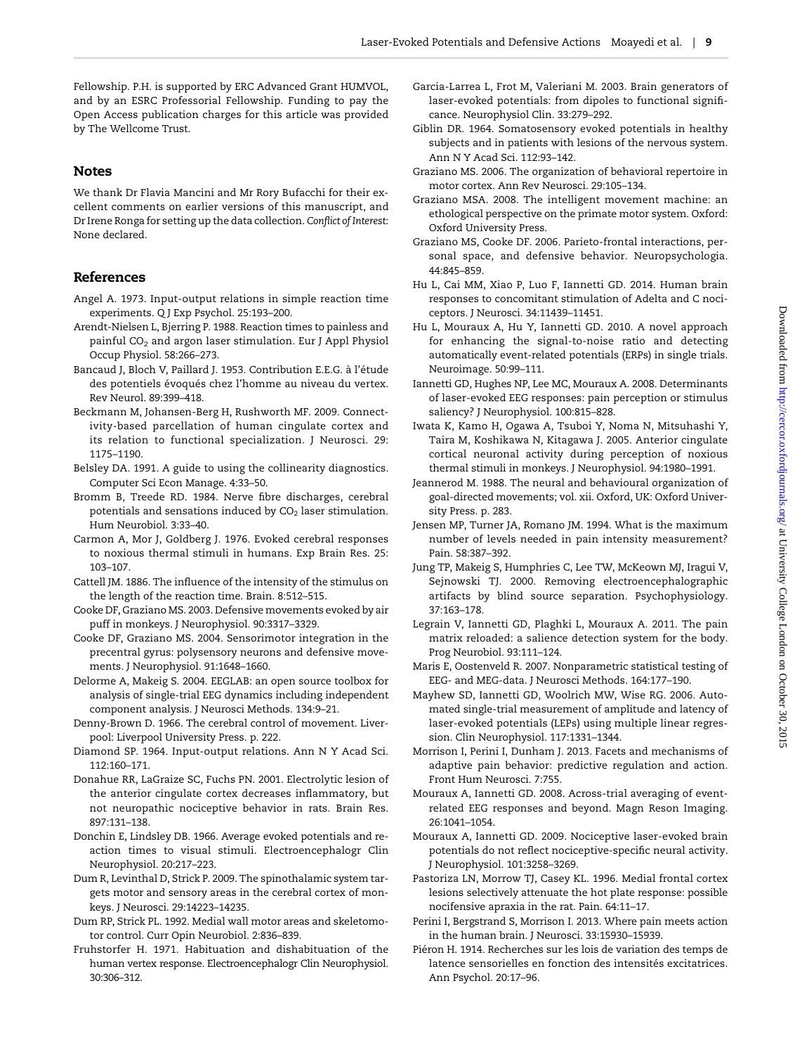Fellowship. P.H. is supported by ERC Advanced Grant HUMVOL, and by an ESRC Professorial Fellowship. Funding to pay the Open Access publication charges for this article was provided by The Wellcome Trust.

## Notes

We thank Dr Flavia Mancini and Mr Rory Bufacchi for their excellent comments on earlier versions of this manuscript, and Dr Irene Ronga for setting up the data collection. *Conflict of Interest*: None declared.

## References

Angel A. 1973. Input-output relations in simple reaction time experiments. Q J Exp Psychol. 25:193–200.

Arendt-Nielsen L, Bjerring P. 1988. Reaction times to painless and painful $CO_2$ and argon laser stimulation. Eur J Appl Physiol Occup Physiol. 58:266–273.

Bancaud J, Bloch V, Paillard J. 1953. Contribution E.E.G. à l'étude des potentiels évoqués chez l'homme au niveau du vertex. Rev Neurol. 89:399–418.

Beckmann M, Johansen-Berg H, Rushworth MF. 2009. Connectivity-based parcellation of human cingulate cortex and its relation to functional specialization. J Neurosci. 29: 1175–1190.

Belsley DA. 1991. A guide to using the collinearity diagnostics. Computer Sci Econ Manage. 4:33–50.

Bromm B, Treede RD. 1984. Nerve fibre discharges, cerebral potentials and sensations induced by $CO_2$ laser stimulation. Hum Neurobiol. 3:33–40.

Carmon A, Mor J, Goldberg J. 1976. Evoked cerebral responses to noxious thermal stimuli in humans. Exp Brain Res. 25: 103–107.

Cattell JM. 1886. The influence of the intensity of the stimulus on the length of the reaction time. Brain. 8:512–515.

Cooke DF, Graziano MS. 2003. Defensive movements evoked by air puff in monkeys. J Neurophysiol. 90:3317–3329.

Cooke DF, Graziano MS. 2004. Sensorimotor integration in the precentral gyrus: polysensory neurons and defensive movements. J Neurophysiol. 91:1648–1660.

Delorme A, Makeig S. 2004. EEGLAB: an open source toolbox for analysis of single-trial EEG dynamics including independent component analysis. J Neurosci Methods. 134:9–21.

Denny-Brown D. 1966. The cerebral control of movement. Liverpool: Liverpool University Press. p. 222.

Diamond SP. 1964. Input-output relations. Ann N Y Acad Sci. 112:160–171.

Donahue RR, LaGraize SC, Fuchs PN. 2001. Electrolytic lesion of the anterior cingulate cortex decreases inflammatory, but not neuropathic nociceptive behavior in rats. Brain Res. 897:131–138.

Donchin E, Lindsley DB. 1966. Average evoked potentials and reaction times to visual stimuli. Electroencephalogr Clin Neurophysiol. 20:217–223.

Dum R, Levinthal D, Strick P. 2009. The spinothalamic system targets motor and sensory areas in the cerebral cortex of monkeys. J Neurosci. 29:14223–14235.

Dum RP, Strick PL. 1992. Medial wall motor areas and skeletomotor control. Curr Opin Neurobiol. 2:836–839.

Fruhstorfer H. 1971. Habituation and dishabituation of the human vertex response. Electroencephalogr Clin Neurophysiol. 30:306–312.

Garcia-Larrea L, Frot M, Valeriani M. 2003. Brain generators of laser-evoked potentials: from dipoles to functional significance. Neurophysiol Clin. 33:279–292.

Giblin DR. 1964. Somatosensory evoked potentials in healthy subjects and in patients with lesions of the nervous system. Ann N Y Acad Sci. 112:93–142.

Graziano MS. 2006. The organization of behavioral repertoire in motor cortex. Ann Rev Neurosci. 29:105–134.

Graziano MSA. 2008. The intelligent movement machine: an ethological perspective on the primate motor system. Oxford: Oxford University Press.

Graziano MS, Cooke DF. 2006. Parieto-frontal interactions, personal space, and defensive behavior. Neuropsychologia. 44:845–859.

Hu L, Cai MM, Xiao P, Luo F, Iannetti GD. 2014. Human brain responses to concomitant stimulation of Adelta and C nociceptors. J Neurosci. 34:11439–11451.

Hu L, Mouraux A, Hu Y, Iannetti GD. 2010. A novel approach for enhancing the signal-to-noise ratio and detecting automatically event-related potentials (ERPs) in single trials. Neuroimage. 50:99–111.

Iannetti GD, Hughes NP, Lee MC, Mouraux A. 2008. Determinants of laser-evoked EEG responses: pain perception or stimulus saliency? J Neurophysiol. 100:815–828.

Iwata K, Kamo H, Ogawa A, Tsuboi Y, Noma N, Mitsuhashi Y, Taira M, Koshikawa N, Kitagawa J. 2005. Anterior cingulate cortical neuronal activity during perception of noxious thermal stimuli in monkeys. J Neurophysiol. 94:1980–1991.

Jeannerod M. 1988. The neural and behavioural organization of goal-directed movements; vol. xii. Oxford, UK: Oxford University Press. p. 283.

Jensen MP, Turner JA, Romano JM. 1994. What is the maximum number of levels needed in pain intensity measurement? Pain. 58:387–392.

Jung TP, Makeig S, Humphries C, Lee TW, McKeown MJ, Iragui V, Sejnowski TJ. 2000. Removing electroencephalographic artifacts by blind source separation. Psychophysiology. 37:163–178.

Legrain V, Iannetti GD, Plaghki L, Mouraux A. 2011. The pain matrix reloaded: a salience detection system for the body. Prog Neurobiol. 93:111–124.

Maris E, Oostenveld R. 2007. Nonparametric statistical testing of EEG- and MEG-data. J Neurosci Methods. 164:177–190.

Mayhew SD, Iannetti GD, Woolrich MW, Wise RG. 2006. Automated single-trial measurement of amplitude and latency of laser-evoked potentials (LEPs) using multiple linear regression. Clin Neurophysiol. 117:1331–1344.

Morrison I, Perini I, Dunham J. 2013. Facets and mechanisms of adaptive pain behavior: predictive regulation and action. Front Hum Neurosci. 7:755.

Mouraux A, Iannetti GD. 2008. Across-trial averaging of event-related EEG responses and beyond. Magn Reson Imaging. 26:1041–1054.

Mouraux A, Iannetti GD. 2009. Nociceptive laser-evoked brain potentials do not reflect nociceptive-specific neural activity. J Neurophysiol. 101:3258–3269.

Pastoriza LN, Morrow TJ, Casey KL. 1996. Medial frontal cortex lesions selectively attenuate the hot plate response: possible nocifensive apraxia in the rat. Pain. 64:11–17.

Perini I, Bergstrand S, Morrison I. 2013. Where pain meets action in the human brain. J Neurosci. 33:15930–15939.

Piéron H. 1914. Recherches sur les lois de variation des temps de latence sensorielles en fonction des intensités excitatrices. Ann Psychol. 20:17–96.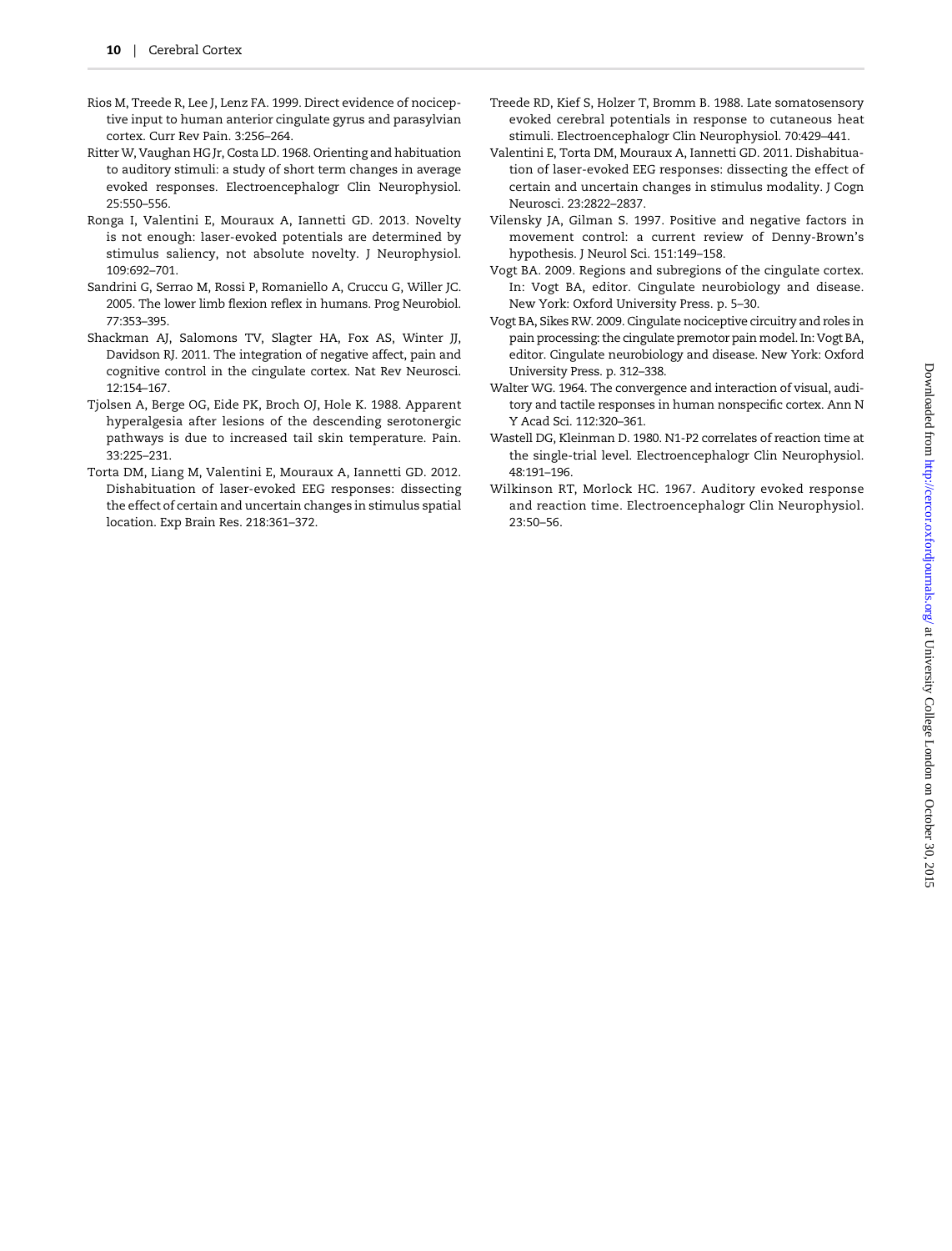Rios M, Treede R, Lee J, Lenz FA. 1999. Direct evidence of nociceptive input to human anterior cingulate gyrus and parasylvian cortex. Curr Rev Pain. 3:256–264.

Ritter W, Vaughan HG Jr, Costa LD. 1968. Orienting and habituation to auditory stimuli: a study of short term changes in average evoked responses. Electroencephalogr Clin Neurophysiol. 25:550–556.

Ronga I, Valentini E, Mouraux A, Iannetti GD. 2013. Novelty is not enough: laser-evoked potentials are determined by stimulus saliency, not absolute novelty. J Neurophysiol. 109:692–701.

Sandrini G, Serrao M, Rossi P, Romaniello A, Cruccu G, Willer JC. 2005. The lower limb flexion reflex in humans. Prog Neurobiol. 77:353–395.

Shackman AJ, Salomons TV, Slagter HA, Fox AS, Winter JJ, Davidson RJ. 2011. The integration of negative affect, pain and cognitive control in the cingulate cortex. Nat Rev Neurosci. 12:154–167.

Tjolsen A, Berge OG, Eide PK, Broch OJ, Hole K. 1988. Apparent hyperalgesia after lesions of the descending serotonergic pathways is due to increased tail skin temperature. Pain. 33:225–231.

Torta DM, Liang M, Valentini E, Mouraux A, Iannetti GD. 2012. Dishabituation of laser-evoked EEG responses: dissecting the effect of certain and uncertain changes in stimulus spatial location. Exp Brain Res. 218:361–372.

Treede RD, Kief S, Holzer T, Bromm B. 1988. Late somatosensory evoked cerebral potentials in response to cutaneous heat stimuli. Electroencephalogr Clin Neurophysiol. 70:429–441.

Valentini E, Torta DM, Mouraux A, Iannetti GD. 2011. Dishabituation of laser-evoked EEG responses: dissecting the effect of certain and uncertain changes in stimulus modality. J Cogn Neurosci. 23:2822–2837.

Vilensky JA, Gilman S. 1997. Positive and negative factors in movement control: a current review of Denny-Brown's hypothesis. J Neurol Sci. 151:149–158.

Vogt BA. 2009. Regions and subregions of the cingulate cortex. In: Vogt BA, editor. Cingulate neurobiology and disease. New York: Oxford University Press. p. 5–30.

Vogt BA, Sikes RW. 2009. Cingulate nociceptive circuitry and roles in pain processing: the cingulate premotor pain model. In: Vogt BA, editor. Cingulate neurobiology and disease. New York: Oxford University Press. p. 312–338.

Walter WG. 1964. The convergence and interaction of visual, auditory and tactile responses in human nonspecific cortex. Ann N Y Acad Sci. 112:320–361.

Wastell DG, Kleinman D. 1980. N1-P2 correlates of reaction time at the single-trial level. Electroencephalogr Clin Neurophysiol. 48:191–196.

Wilkinson RT, Morlock HC. 1967. Auditory evoked response and reaction time. Electroencephalogr Clin Neurophysiol. 23:50–56.